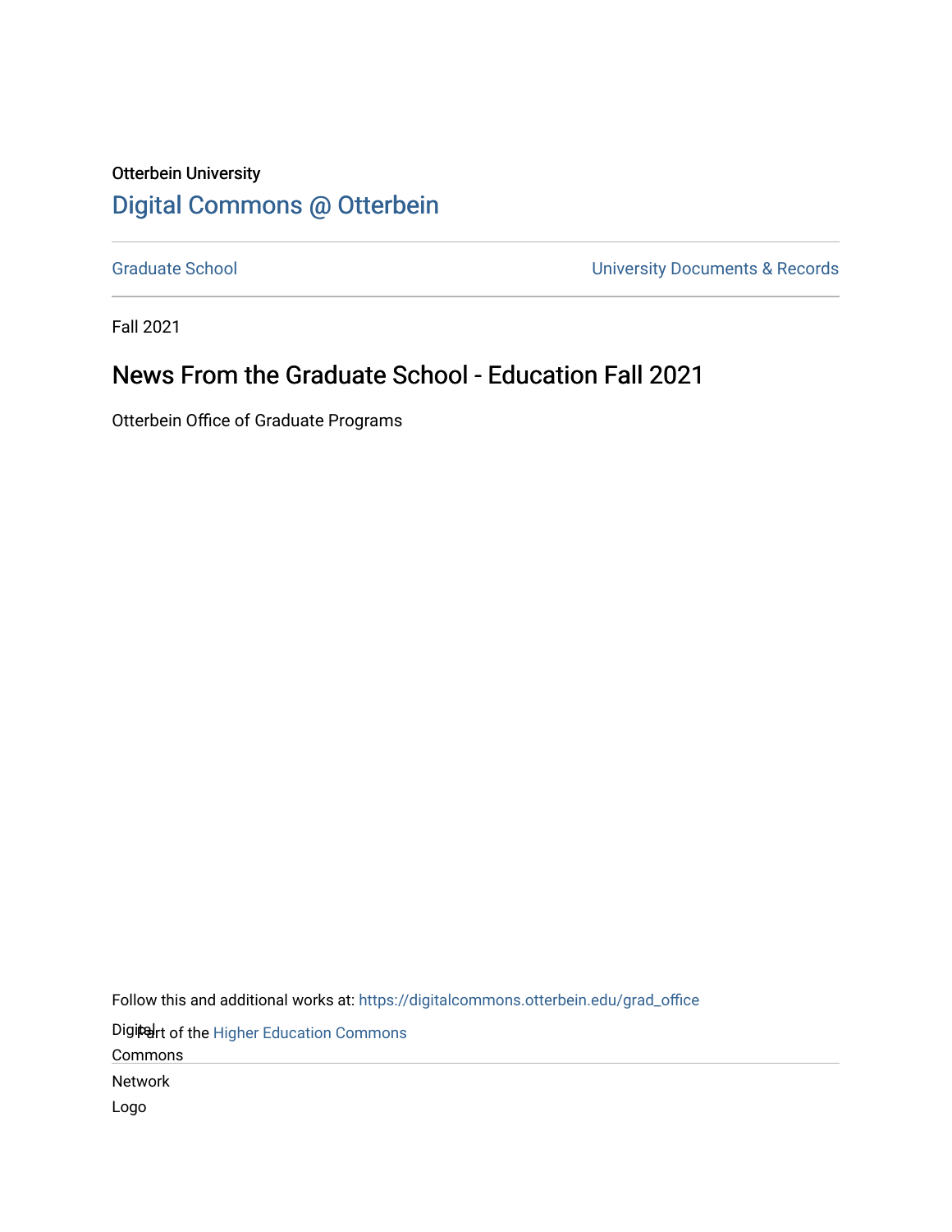Otterbein University

# Digital Commons @ Otterbein

Graduate School | University Documents & Records

Fall 2021

## News From the Graduate School - Education Fall 2021

Otterbein Office of Graduate Programs

Follow this and additional works at: https://digitalcommons.otterbein.edu/grad_office

Part of the Higher Education Commons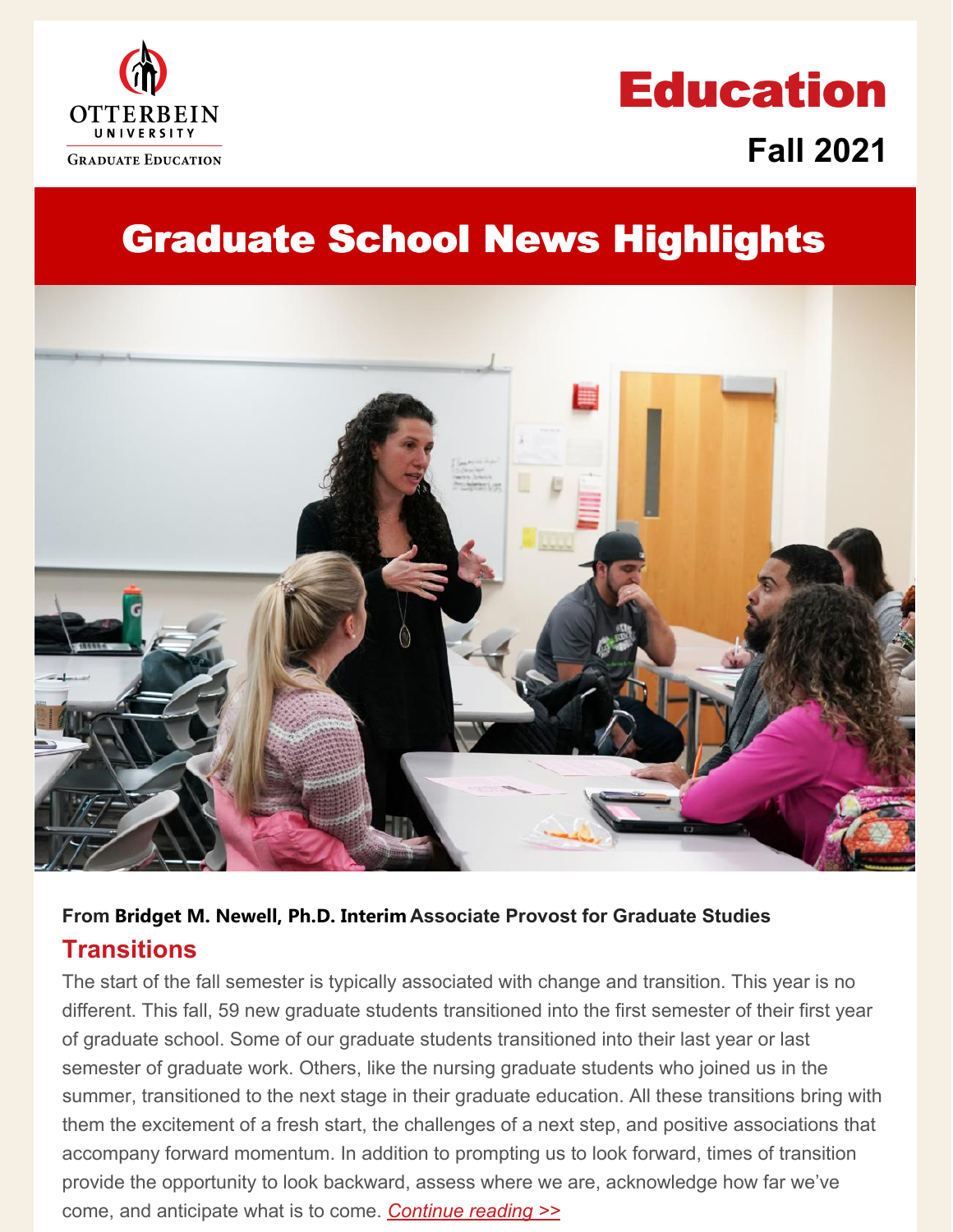Otterbein University Graduate Education

# Education

## Fall 2021

# Graduate School News Highlights

From **Bridget M. Newell, Ph.D. Interim** Associate Provost for Graduate Studies

## Transitions

The start of the fall semester is typically associated with change and transition. This year is no different. This fall, 59 new graduate students transitioned into the first semester of their first year of graduate school. Some of our graduate students transitioned into their last year or last semester of graduate work. Others, like the nursing graduate students who joined us in the summer, transitioned to the next stage in their graduate education. All these transitions bring with them the excitement of a fresh start, the challenges of a next step, and positive associations that accompany forward momentum. In addition to prompting us to look forward, times of transition provide the opportunity to look backward, assess where we are, acknowledge how far we've come, and anticipate what is to come. *Continue reading >>*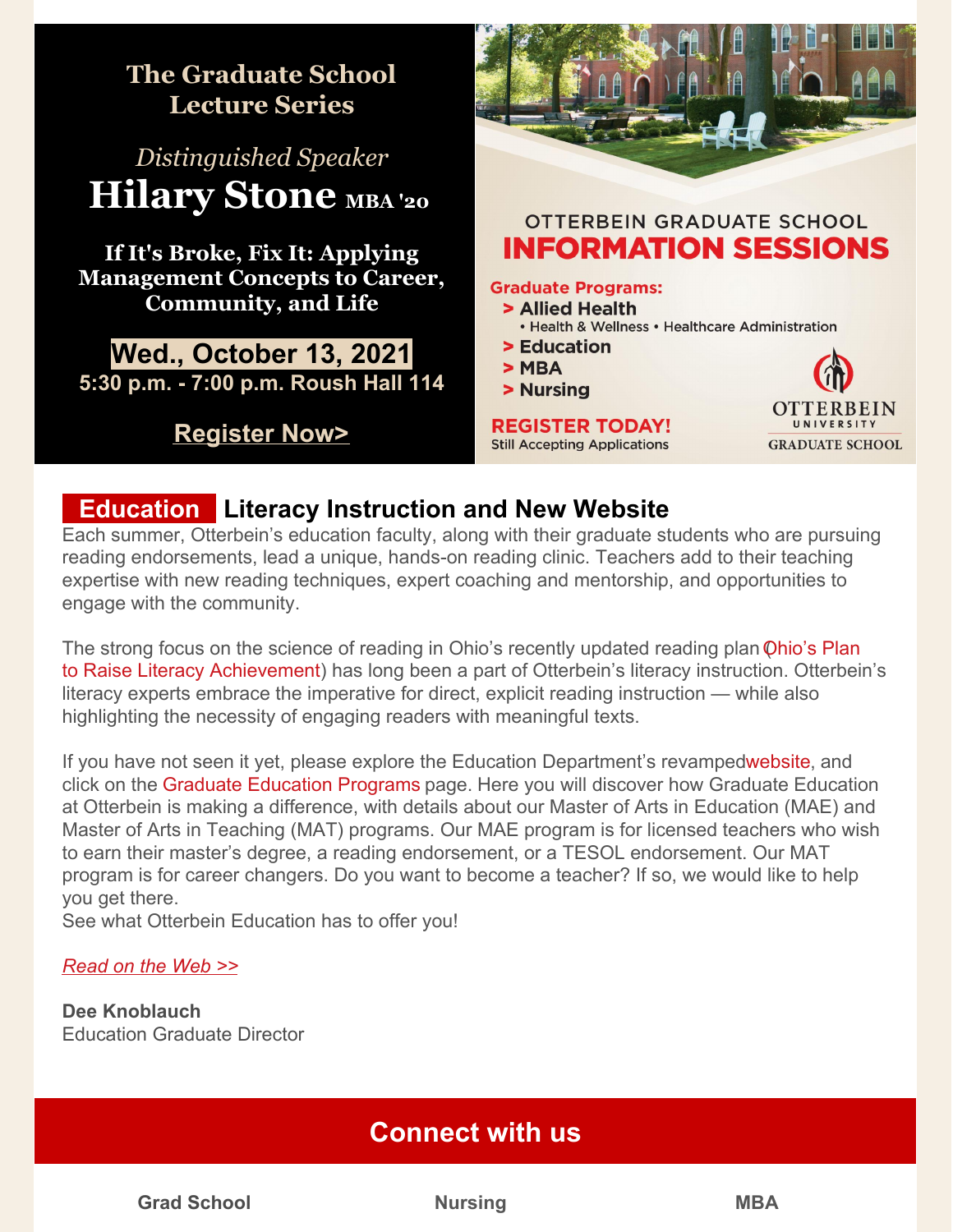## The Graduate School Lecture Series

*Distinguished Speaker*

**Hilary Stone** MBA '20

**If It's Broke, Fix It: Applying Management Concepts to Career, Community, and Life**

**Wed., October 13, 2021**

**5:30 p.m. - 7:00 p.m. Roush Hall 114**

**Register Now>**

OTTERBEIN GRADUATE SCHOOL

**INFORMATION SESSIONS**

**Graduate Programs:**

- **Allied Health**
  - Health & Wellness • Healthcare Administration
- **Education**
- **MBA**
- **Nursing**

**REGISTER TODAY!**

Still Accepting Applications

OTTERBEIN UNIVERSITY GRADUATE SCHOOL

## Education Literacy Instruction and New Website

Each summer, Otterbein's education faculty, along with their graduate students who are pursuing reading endorsements, lead a unique, hands-on reading clinic. Teachers add to their teaching expertise with new reading techniques, expert coaching and mentorship, and opportunities to engage with the community.

The strong focus on the science of reading in Ohio's recently updated reading plan (Ohio's Plan to Raise Literacy Achievement) has long been a part of Otterbein's literacy instruction. Otterbein's literacy experts embrace the imperative for direct, explicit reading instruction — while also highlighting the necessity of engaging readers with meaningful texts.

If you have not seen it yet, please explore the Education Department's revamped website, and click on the Graduate Education Programs page. Here you will discover how Graduate Education at Otterbein is making a difference, with details about our Master of Arts in Education (MAE) and Master of Arts in Teaching (MAT) programs. Our MAE program is for licensed teachers who wish to earn their master's degree, a reading endorsement, or a TESOL endorsement. Our MAT program is for career changers. Do you want to become a teacher? If so, we would like to help you get there.
See what Otterbein Education has to offer you!

*Read on the Web >>*

**Dee Knoblauch**
Education Graduate Director

## Connect with us

**Grad School** **Nursing** **MBA**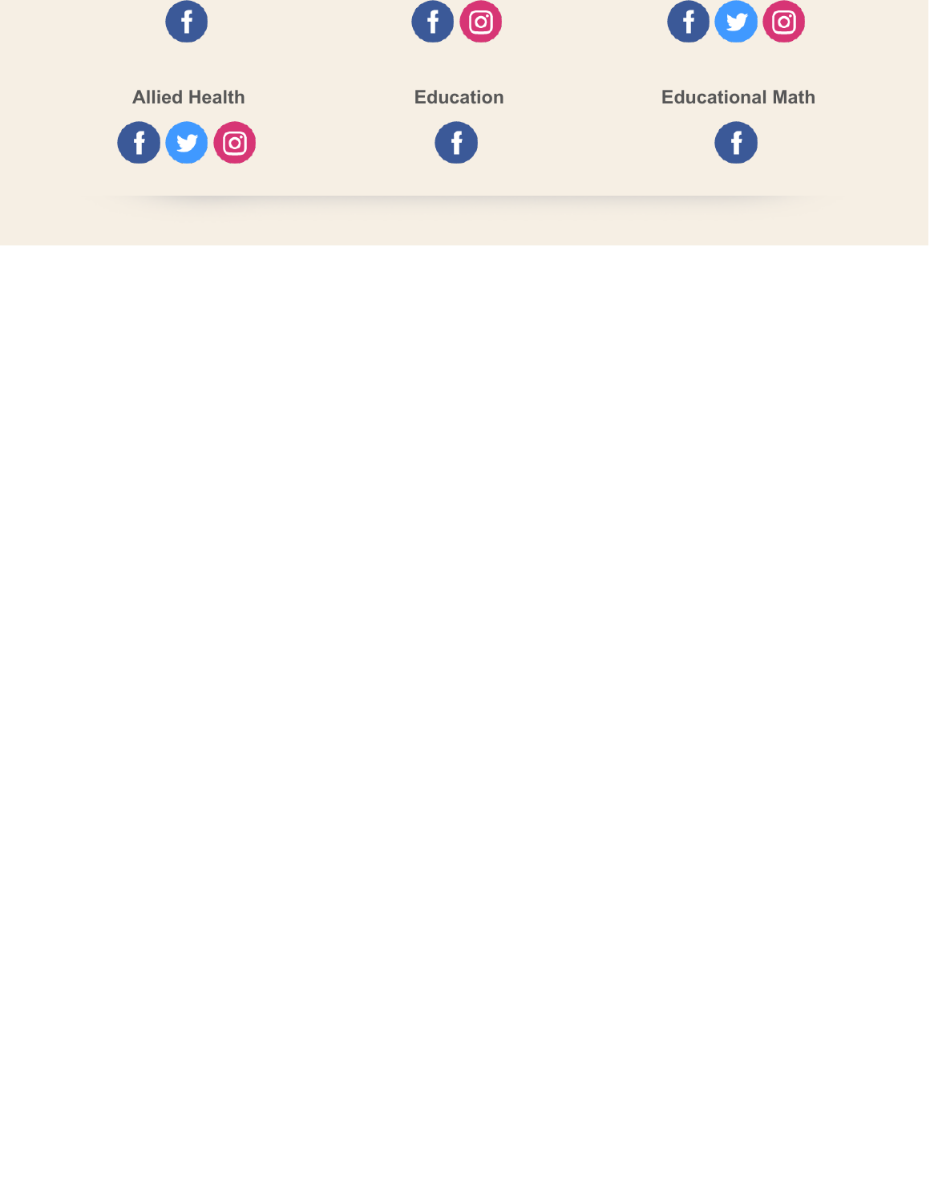Allied Health

Education

Educational Math